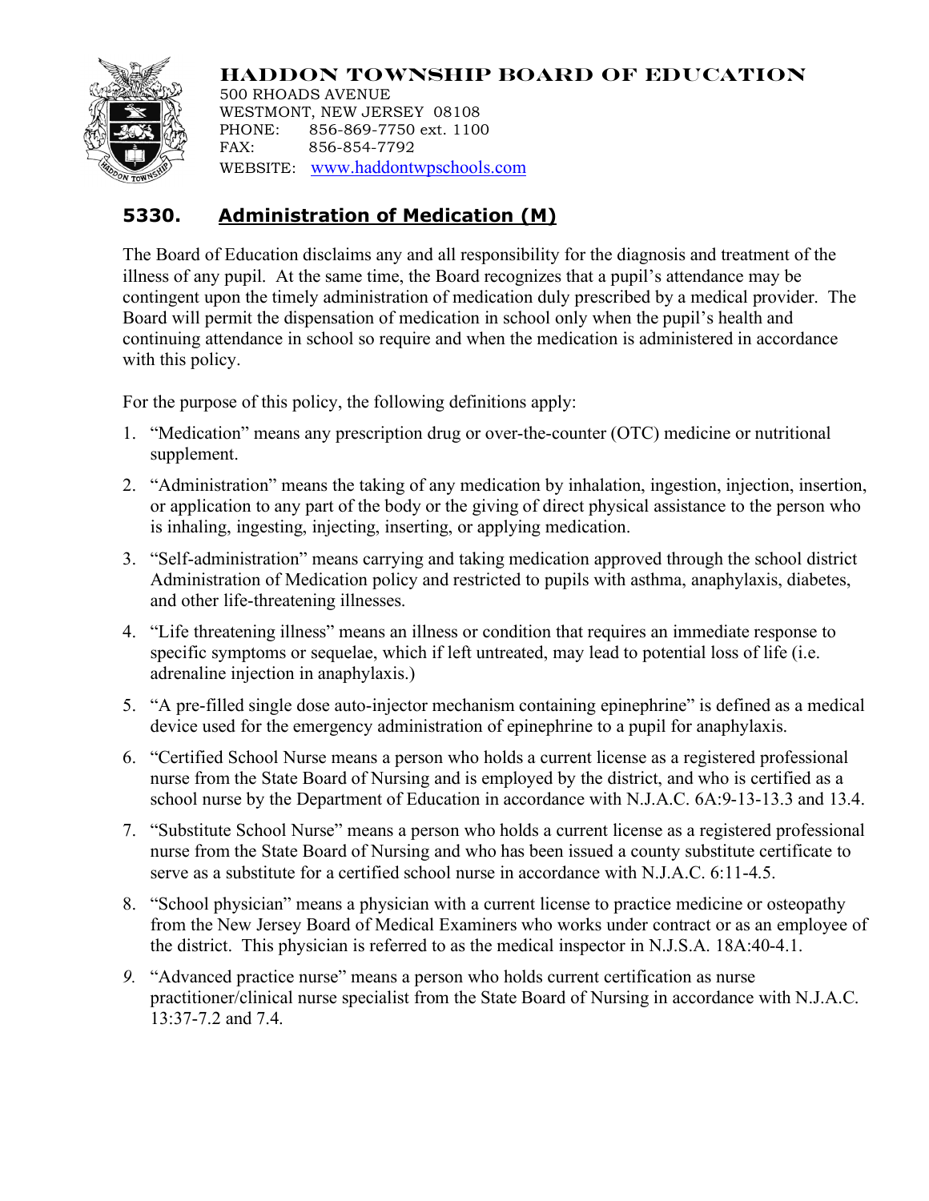# HADDON TOWNSHIP BOARD OF EDUCATION

500 RHOADS AVENUE
WESTMONT, NEW JERSEY 08108
PHONE: 856-869-7750 ext. 1100
FAX: 856-854-7792
WEBSITE: www.haddontwpschools.com

## 5330. Administration of Medication (M)

The Board of Education disclaims any and all responsibility for the diagnosis and treatment of the illness of any pupil. At the same time, the Board recognizes that a pupil's attendance may be contingent upon the timely administration of medication duly prescribed by a medical provider. The Board will permit the dispensation of medication in school only when the pupil's health and continuing attendance in school so require and when the medication is administered in accordance with this policy.

For the purpose of this policy, the following definitions apply:

1. "Medication" means any prescription drug or over-the-counter (OTC) medicine or nutritional supplement.
2. "Administration" means the taking of any medication by inhalation, ingestion, injection, insertion, or application to any part of the body or the giving of direct physical assistance to the person who is inhaling, ingesting, injecting, inserting, or applying medication.
3. "Self-administration" means carrying and taking medication approved through the school district Administration of Medication policy and restricted to pupils with asthma, anaphylaxis, diabetes, and other life-threatening illnesses.
4. "Life threatening illness" means an illness or condition that requires an immediate response to specific symptoms or sequelae, which if left untreated, may lead to potential loss of life (i.e. adrenaline injection in anaphylaxis.)
5. "A pre-filled single dose auto-injector mechanism containing epinephrine" is defined as a medical device used for the emergency administration of epinephrine to a pupil for anaphylaxis.
6. "Certified School Nurse means a person who holds a current license as a registered professional nurse from the State Board of Nursing and is employed by the district, and who is certified as a school nurse by the Department of Education in accordance with N.J.A.C. 6A:9-13-13.3 and 13.4.
7. "Substitute School Nurse" means a person who holds a current license as a registered professional nurse from the State Board of Nursing and who has been issued a county substitute certificate to serve as a substitute for a certified school nurse in accordance with N.J.A.C. 6:11-4.5.
8. "School physician" means a physician with a current license to practice medicine or osteopathy from the New Jersey Board of Medical Examiners who works under contract or as an employee of the district. This physician is referred to as the medical inspector in N.J.S.A. 18A:40-4.1.
9. "Advanced practice nurse" means a person who holds current certification as nurse practitioner/clinical nurse specialist from the State Board of Nursing in accordance with N.J.A.C. 13:37-7.2 and 7.4.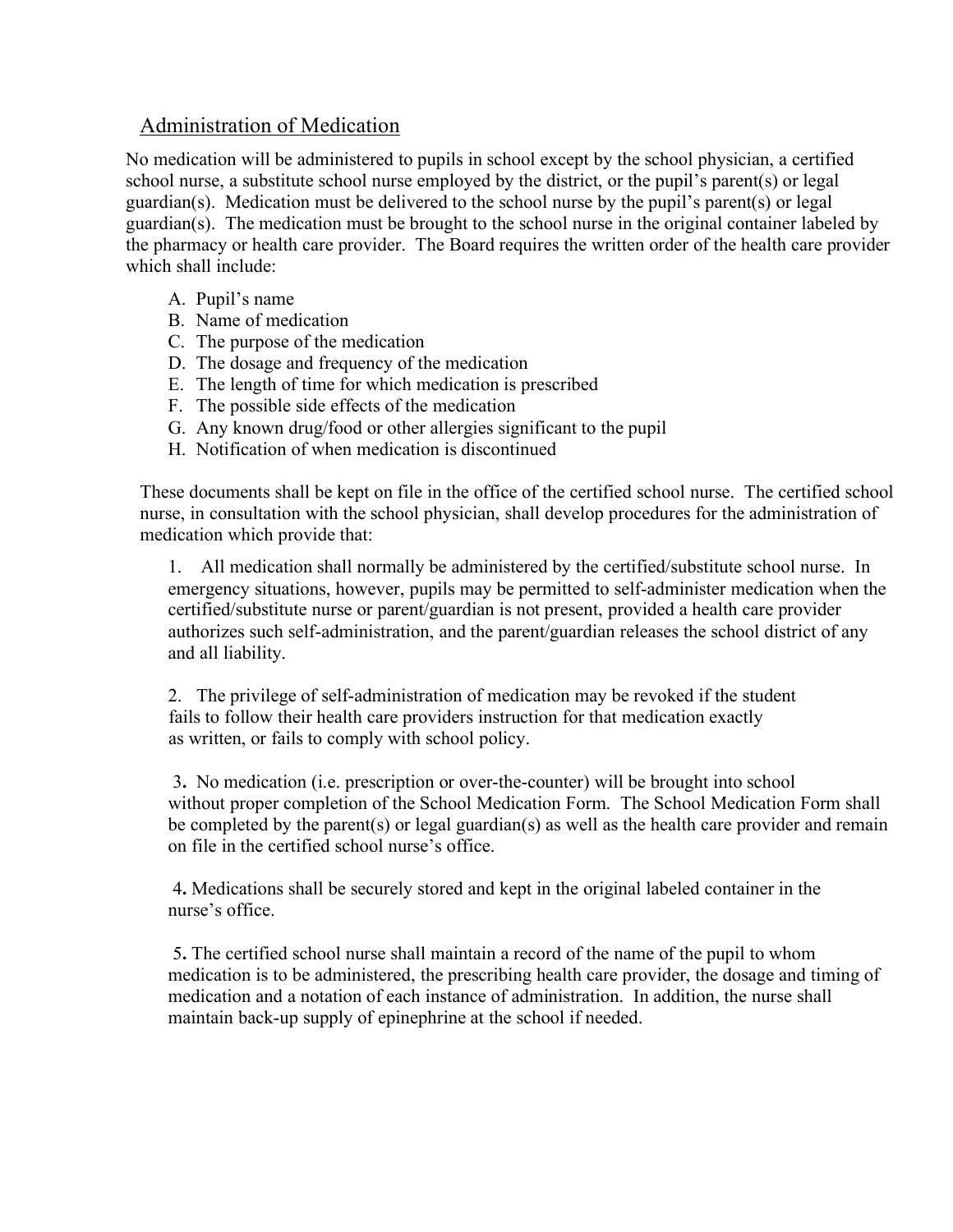## Administration of Medication

No medication will be administered to pupils in school except by the school physician, a certified school nurse, a substitute school nurse employed by the district, or the pupil's parent(s) or legal guardian(s). Medication must be delivered to the school nurse by the pupil's parent(s) or legal guardian(s). The medication must be brought to the school nurse in the original container labeled by the pharmacy or health care provider. The Board requires the written order of the health care provider which shall include:

A. Pupil's name
B. Name of medication
C. The purpose of the medication
D. The dosage and frequency of the medication
E. The length of time for which medication is prescribed
F. The possible side effects of the medication
G. Any known drug/food or other allergies significant to the pupil
H. Notification of when medication is discontinued

These documents shall be kept on file in the office of the certified school nurse. The certified school nurse, in consultation with the school physician, shall develop procedures for the administration of medication which provide that:

1. All medication shall normally be administered by the certified/substitute school nurse. In emergency situations, however, pupils may be permitted to self-administer medication when the certified/substitute nurse or parent/guardian is not present, provided a health care provider authorizes such self-administration, and the parent/guardian releases the school district of any and all liability.

2. The privilege of self-administration of medication may be revoked if the student fails to follow their health care providers instruction for that medication exactly as written, or fails to comply with school policy.

3. No medication (i.e. prescription or over-the-counter) will be brought into school without proper completion of the School Medication Form. The School Medication Form shall be completed by the parent(s) or legal guardian(s) as well as the health care provider and remain on file in the certified school nurse's office.

4. Medications shall be securely stored and kept in the original labeled container in the nurse's office.

5. The certified school nurse shall maintain a record of the name of the pupil to whom medication is to be administered, the prescribing health care provider, the dosage and timing of medication and a notation of each instance of administration. In addition, the nurse shall maintain back-up supply of epinephrine at the school if needed.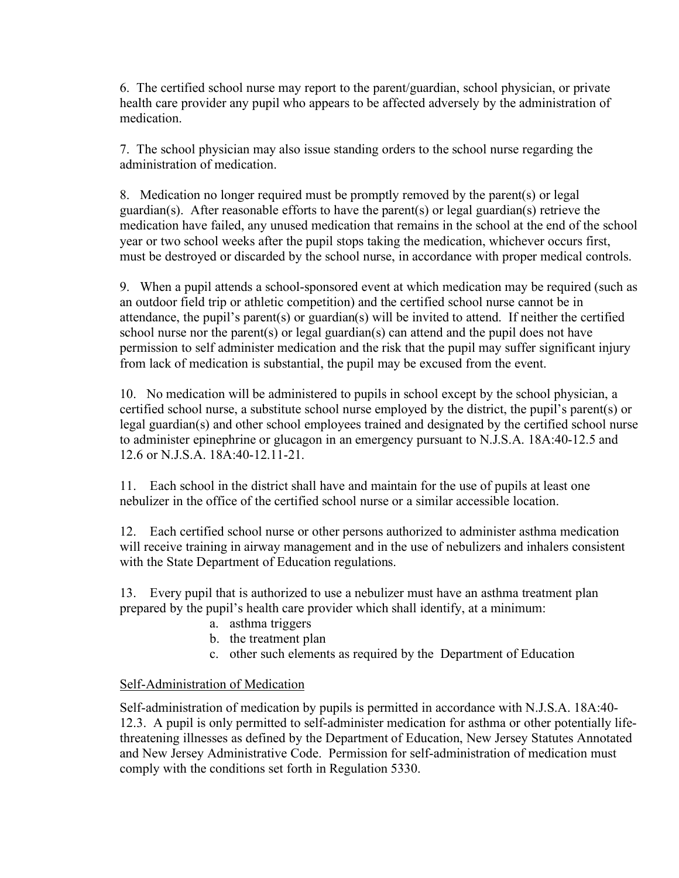6. The certified school nurse may report to the parent/guardian, school physician, or private health care provider any pupil who appears to be affected adversely by the administration of medication.

7. The school physician may also issue standing orders to the school nurse regarding the administration of medication.

8. Medication no longer required must be promptly removed by the parent(s) or legal guardian(s). After reasonable efforts to have the parent(s) or legal guardian(s) retrieve the medication have failed, any unused medication that remains in the school at the end of the school year or two school weeks after the pupil stops taking the medication, whichever occurs first, must be destroyed or discarded by the school nurse, in accordance with proper medical controls.

9. When a pupil attends a school-sponsored event at which medication may be required (such as an outdoor field trip or athletic competition) and the certified school nurse cannot be in attendance, the pupil's parent(s) or guardian(s) will be invited to attend. If neither the certified school nurse nor the parent(s) or legal guardian(s) can attend and the pupil does not have permission to self administer medication and the risk that the pupil may suffer significant injury from lack of medication is substantial, the pupil may be excused from the event.

10. No medication will be administered to pupils in school except by the school physician, a certified school nurse, a substitute school nurse employed by the district, the pupil's parent(s) or legal guardian(s) and other school employees trained and designated by the certified school nurse to administer epinephrine or glucagon in an emergency pursuant to N.J.S.A. 18A:40-12.5 and 12.6 or N.J.S.A. 18A:40-12.11-21.

11. Each school in the district shall have and maintain for the use of pupils at least one nebulizer in the office of the certified school nurse or a similar accessible location.

12. Each certified school nurse or other persons authorized to administer asthma medication will receive training in airway management and in the use of nebulizers and inhalers consistent with the State Department of Education regulations.

13. Every pupil that is authorized to use a nebulizer must have an asthma treatment plan prepared by the pupil's health care provider which shall identify, at a minimum:

   a. asthma triggers
   b. the treatment plan
   c. other such elements as required by the Department of Education

Self-Administration of Medication

Self-administration of medication by pupils is permitted in accordance with N.J.S.A. 18A:40-12.3. A pupil is only permitted to self-administer medication for asthma or other potentially life-threatening illnesses as defined by the Department of Education, New Jersey Statutes Annotated and New Jersey Administrative Code. Permission for self-administration of medication must comply with the conditions set forth in Regulation 5330.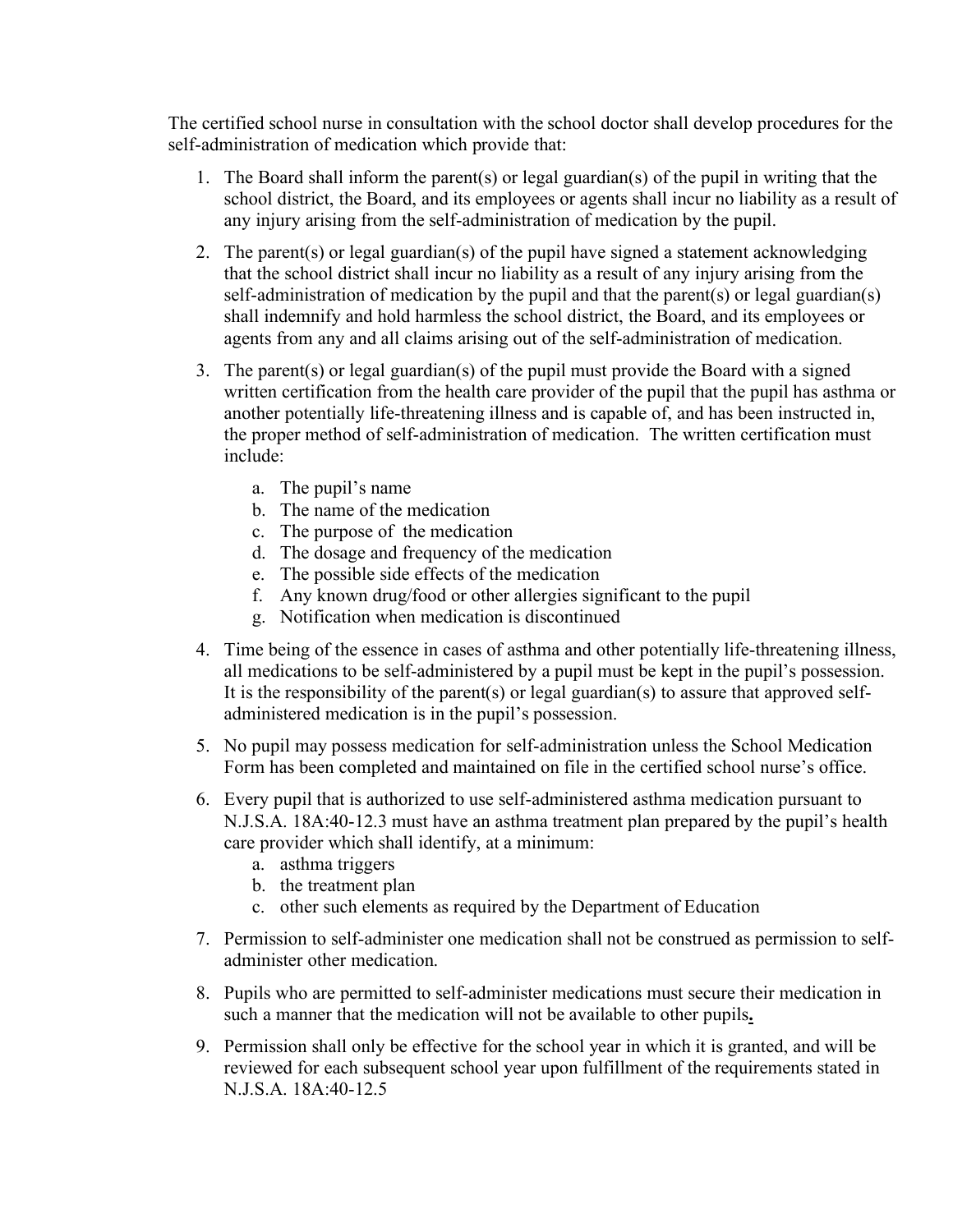The certified school nurse in consultation with the school doctor shall develop procedures for the self-administration of medication which provide that:

1. The Board shall inform the parent(s) or legal guardian(s) of the pupil in writing that the school district, the Board, and its employees or agents shall incur no liability as a result of any injury arising from the self-administration of medication by the pupil.
2. The parent(s) or legal guardian(s) of the pupil have signed a statement acknowledging that the school district shall incur no liability as a result of any injury arising from the self-administration of medication by the pupil and that the parent(s) or legal guardian(s) shall indemnify and hold harmless the school district, the Board, and its employees or agents from any and all claims arising out of the self-administration of medication.
3. The parent(s) or legal guardian(s) of the pupil must provide the Board with a signed written certification from the health care provider of the pupil that the pupil has asthma or another potentially life-threatening illness and is capable of, and has been instructed in, the proper method of self-administration of medication. The written certification must include:
    a. The pupil's name
    b. The name of the medication
    c. The purpose of the medication
    d. The dosage and frequency of the medication
    e. The possible side effects of the medication
    f. Any known drug/food or other allergies significant to the pupil
    g. Notification when medication is discontinued
4. Time being of the essence in cases of asthma and other potentially life-threatening illness, all medications to be self-administered by a pupil must be kept in the pupil's possession. It is the responsibility of the parent(s) or legal guardian(s) to assure that approved self-administered medication is in the pupil's possession.
5. No pupil may possess medication for self-administration unless the School Medication Form has been completed and maintained on file in the certified school nurse's office.
6. Every pupil that is authorized to use self-administered asthma medication pursuant to N.J.S.A. 18A:40-12.3 must have an asthma treatment plan prepared by the pupil's health care provider which shall identify, at a minimum:
    a. asthma triggers
    b. the treatment plan
    c. other such elements as required by the Department of Education
7. Permission to self-administer one medication shall not be construed as permission to self-administer other medication.
8. Pupils who are permitted to self-administer medications must secure their medication in such a manner that the medication will not be available to other pupils.
9. Permission shall only be effective for the school year in which it is granted, and will be reviewed for each subsequent school year upon fulfillment of the requirements stated in N.J.S.A. 18A:40-12.5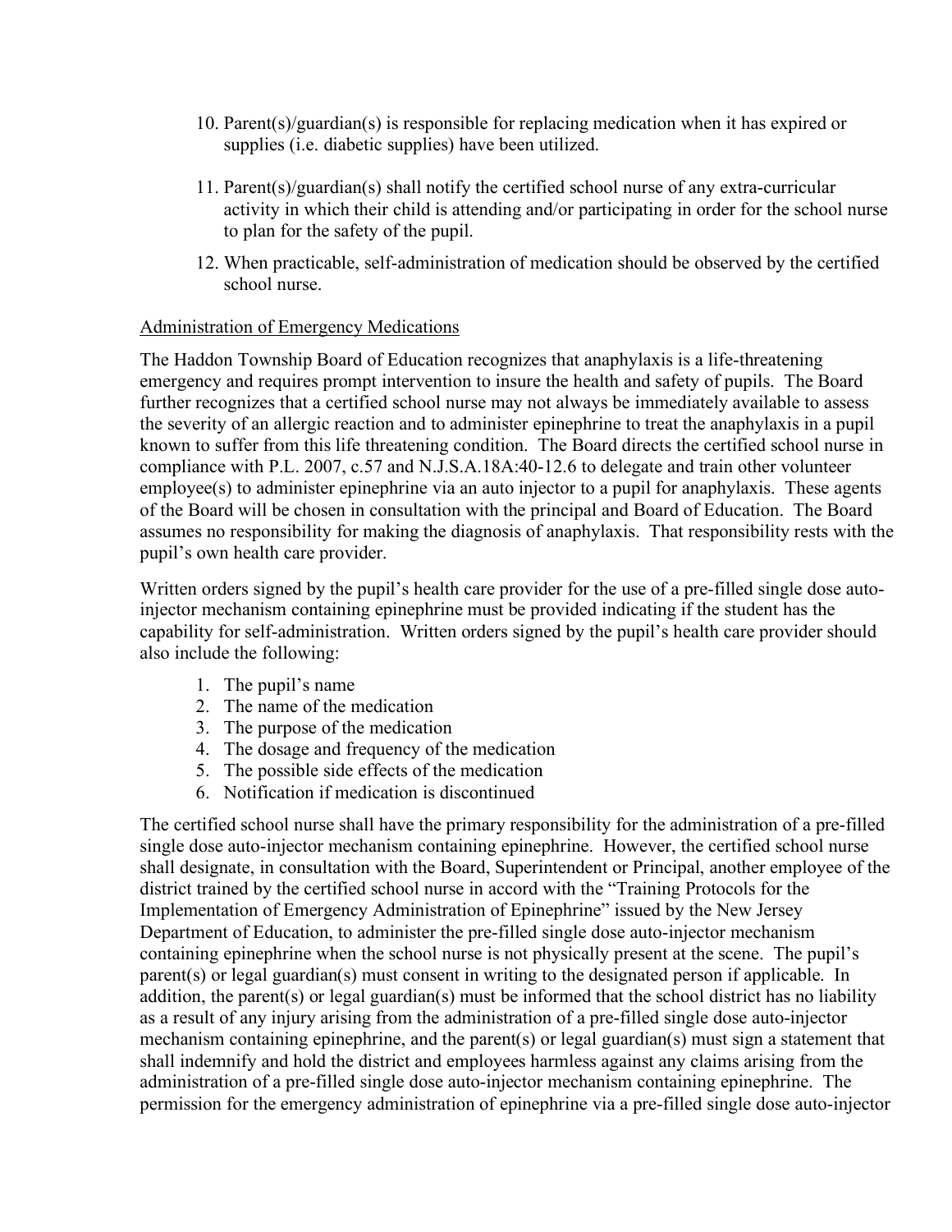10. Parent(s)/guardian(s) is responsible for replacing medication when it has expired or supplies (i.e. diabetic supplies) have been utilized.

11. Parent(s)/guardian(s) shall notify the certified school nurse of any extra-curricular activity in which their child is attending and/or participating in order for the school nurse to plan for the safety of the pupil.

12. When practicable, self-administration of medication should be observed by the certified school nurse.

<u>Administration of Emergency Medications</u>

The Haddon Township Board of Education recognizes that anaphylaxis is a life-threatening emergency and requires prompt intervention to insure the health and safety of pupils. The Board further recognizes that a certified school nurse may not always be immediately available to assess the severity of an allergic reaction and to administer epinephrine to treat the anaphylaxis in a pupil known to suffer from this life threatening condition. The Board directs the certified school nurse in compliance with P.L. 2007, c.57 and N.J.S.A.18A:40-12.6 to delegate and train other volunteer employee(s) to administer epinephrine via an auto injector to a pupil for anaphylaxis. These agents of the Board will be chosen in consultation with the principal and Board of Education. The Board assumes no responsibility for making the diagnosis of anaphylaxis. That responsibility rests with the pupil's own health care provider.

Written orders signed by the pupil's health care provider for the use of a pre-filled single dose auto-injector mechanism containing epinephrine must be provided indicating if the student has the capability for self-administration. Written orders signed by the pupil's health care provider should also include the following:

1. The pupil's name
2. The name of the medication
3. The purpose of the medication
4. The dosage and frequency of the medication
5. The possible side effects of the medication
6. Notification if medication is discontinued

The certified school nurse shall have the primary responsibility for the administration of a pre-filled single dose auto-injector mechanism containing epinephrine. However, the certified school nurse shall designate, in consultation with the Board, Superintendent or Principal, another employee of the district trained by the certified school nurse in accord with the "Training Protocols for the Implementation of Emergency Administration of Epinephrine" issued by the New Jersey Department of Education, to administer the pre-filled single dose auto-injector mechanism containing epinephrine when the school nurse is not physically present at the scene. The pupil's parent(s) or legal guardian(s) must consent in writing to the designated person if applicable. In addition, the parent(s) or legal guardian(s) must be informed that the school district has no liability as a result of any injury arising from the administration of a pre-filled single dose auto-injector mechanism containing epinephrine, and the parent(s) or legal guardian(s) must sign a statement that shall indemnify and hold the district and employees harmless against any claims arising from the administration of a pre-filled single dose auto-injector mechanism containing epinephrine. The permission for the emergency administration of epinephrine via a pre-filled single dose auto-injector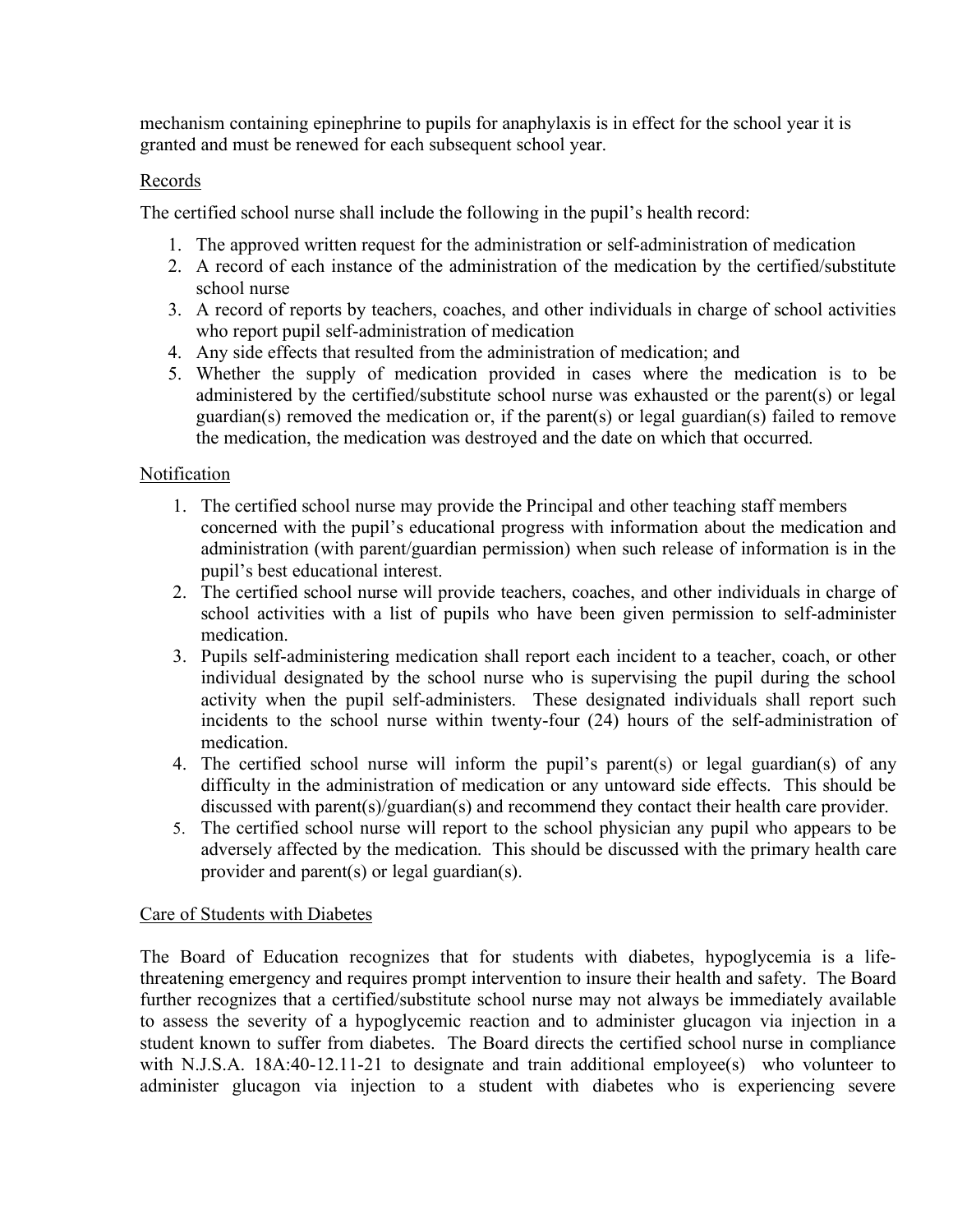mechanism containing epinephrine to pupils for anaphylaxis is in effect for the school year it is granted and must be renewed for each subsequent school year.

## Records

The certified school nurse shall include the following in the pupil's health record:

1. The approved written request for the administration or self-administration of medication
2. A record of each instance of the administration of the medication by the certified/substitute school nurse
3. A record of reports by teachers, coaches, and other individuals in charge of school activities who report pupil self-administration of medication
4. Any side effects that resulted from the administration of medication; and
5. Whether the supply of medication provided in cases where the medication is to be administered by the certified/substitute school nurse was exhausted or the parent(s) or legal guardian(s) removed the medication or, if the parent(s) or legal guardian(s) failed to remove the medication, the medication was destroyed and the date on which that occurred.

## Notification

1. The certified school nurse may provide the Principal and other teaching staff members concerned with the pupil's educational progress with information about the medication and administration (with parent/guardian permission) when such release of information is in the pupil's best educational interest.
2. The certified school nurse will provide teachers, coaches, and other individuals in charge of school activities with a list of pupils who have been given permission to self-administer medication.
3. Pupils self-administering medication shall report each incident to a teacher, coach, or other individual designated by the school nurse who is supervising the pupil during the school activity when the pupil self-administers. These designated individuals shall report such incidents to the school nurse within twenty-four (24) hours of the self-administration of medication.
4. The certified school nurse will inform the pupil's parent(s) or legal guardian(s) of any difficulty in the administration of medication or any untoward side effects. This should be discussed with parent(s)/guardian(s) and recommend they contact their health care provider.
5. The certified school nurse will report to the school physician any pupil who appears to be adversely affected by the medication. This should be discussed with the primary health care provider and parent(s) or legal guardian(s).

## Care of Students with Diabetes

The Board of Education recognizes that for students with diabetes, hypoglycemia is a life-threatening emergency and requires prompt intervention to insure their health and safety. The Board further recognizes that a certified/substitute school nurse may not always be immediately available to assess the severity of a hypoglycemic reaction and to administer glucagon via injection in a student known to suffer from diabetes. The Board directs the certified school nurse in compliance with N.J.S.A. 18A:40-12.11-21 to designate and train additional employee(s) who volunteer to administer glucagon via injection to a student with diabetes who is experiencing severe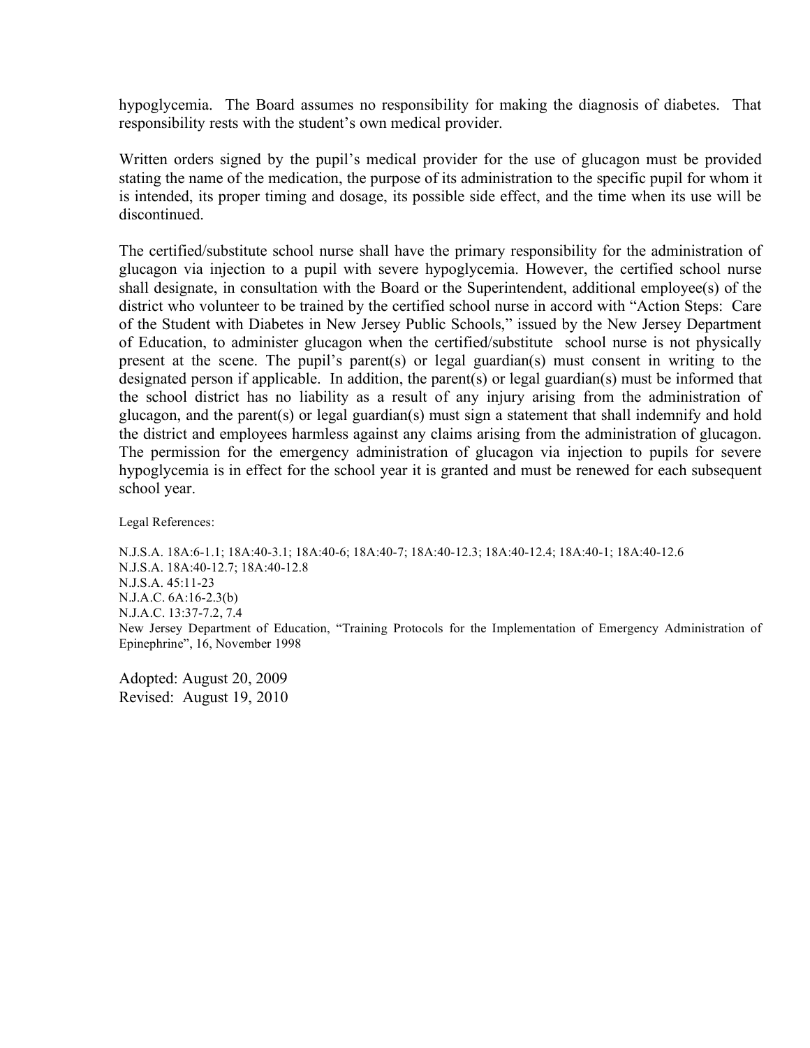hypoglycemia. The Board assumes no responsibility for making the diagnosis of diabetes. That responsibility rests with the student's own medical provider.

Written orders signed by the pupil's medical provider for the use of glucagon must be provided stating the name of the medication, the purpose of its administration to the specific pupil for whom it is intended, its proper timing and dosage, its possible side effect, and the time when its use will be discontinued.

The certified/substitute school nurse shall have the primary responsibility for the administration of glucagon via injection to a pupil with severe hypoglycemia. However, the certified school nurse shall designate, in consultation with the Board or the Superintendent, additional employee(s) of the district who volunteer to be trained by the certified school nurse in accord with "Action Steps: Care of the Student with Diabetes in New Jersey Public Schools," issued by the New Jersey Department of Education, to administer glucagon when the certified/substitute school nurse is not physically present at the scene. The pupil's parent(s) or legal guardian(s) must consent in writing to the designated person if applicable. In addition, the parent(s) or legal guardian(s) must be informed that the school district has no liability as a result of any injury arising from the administration of glucagon, and the parent(s) or legal guardian(s) must sign a statement that shall indemnify and hold the district and employees harmless against any claims arising from the administration of glucagon. The permission for the emergency administration of glucagon via injection to pupils for severe hypoglycemia is in effect for the school year it is granted and must be renewed for each subsequent school year.

Legal References:

N.J.S.A. 18A:6-1.1; 18A:40-3.1; 18A:40-6; 18A:40-7; 18A:40-12.3; 18A:40-12.4; 18A:40-1; 18A:40-12.6
N.J.S.A. 18A:40-12.7; 18A:40-12.8
N.J.S.A. 45:11-23
N.J.A.C. 6A:16-2.3(b)
N.J.A.C. 13:37-7.2, 7.4
New Jersey Department of Education, "Training Protocols for the Implementation of Emergency Administration of Epinephrine", 16, November 1998

Adopted: August 20, 2009
Revised: August 19, 2010